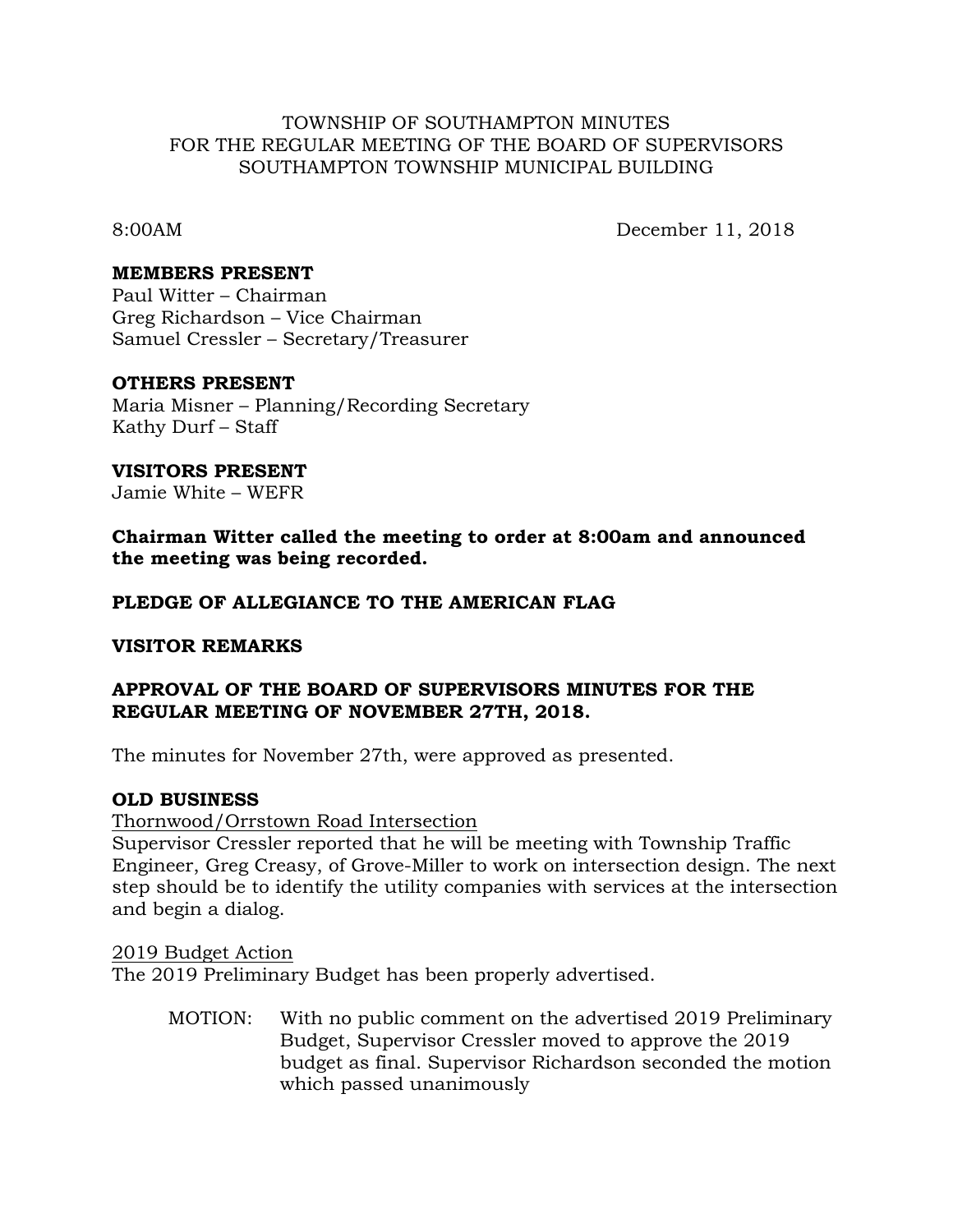TOWNSHIP OF SOUTHAMPTON MINUTES
FOR THE REGULAR MEETING OF THE BOARD OF SUPERVISORS
SOUTHAMPTON TOWNSHIP MUNICIPAL BUILDING

8:00AM December 11, 2018

**MEMBERS PRESENT**
Paul Witter – Chairman
Greg Richardson – Vice Chairman
Samuel Cressler – Secretary/Treasurer

**OTHERS PRESENT**
Maria Misner – Planning/Recording Secretary
Kathy Durf – Staff

**VISITORS PRESENT**
Jamie White – WEFR

**Chairman Witter called the meeting to order at 8:00am and announced the meeting was being recorded.**

**PLEDGE OF ALLEGIANCE TO THE AMERICAN FLAG**

**VISITOR REMARKS**

**APPROVAL OF THE BOARD OF SUPERVISORS MINUTES FOR THE REGULAR MEETING OF NOVEMBER 27TH, 2018.**

The minutes for November 27th, were approved as presented.

**OLD BUSINESS**

<u>Thornwood/Orrstown Road Intersection</u>
Supervisor Cressler reported that he will be meeting with Township Traffic Engineer, Greg Creasy, of Grove-Miller to work on intersection design. The next step should be to identify the utility companies with services at the intersection and begin a dialog.

<u>2019 Budget Action</u>
The 2019 Preliminary Budget has been properly advertised.

MOTION: With no public comment on the advertised 2019 Preliminary Budget, Supervisor Cressler moved to approve the 2019 budget as final. Supervisor Richardson seconded the motion which passed unanimously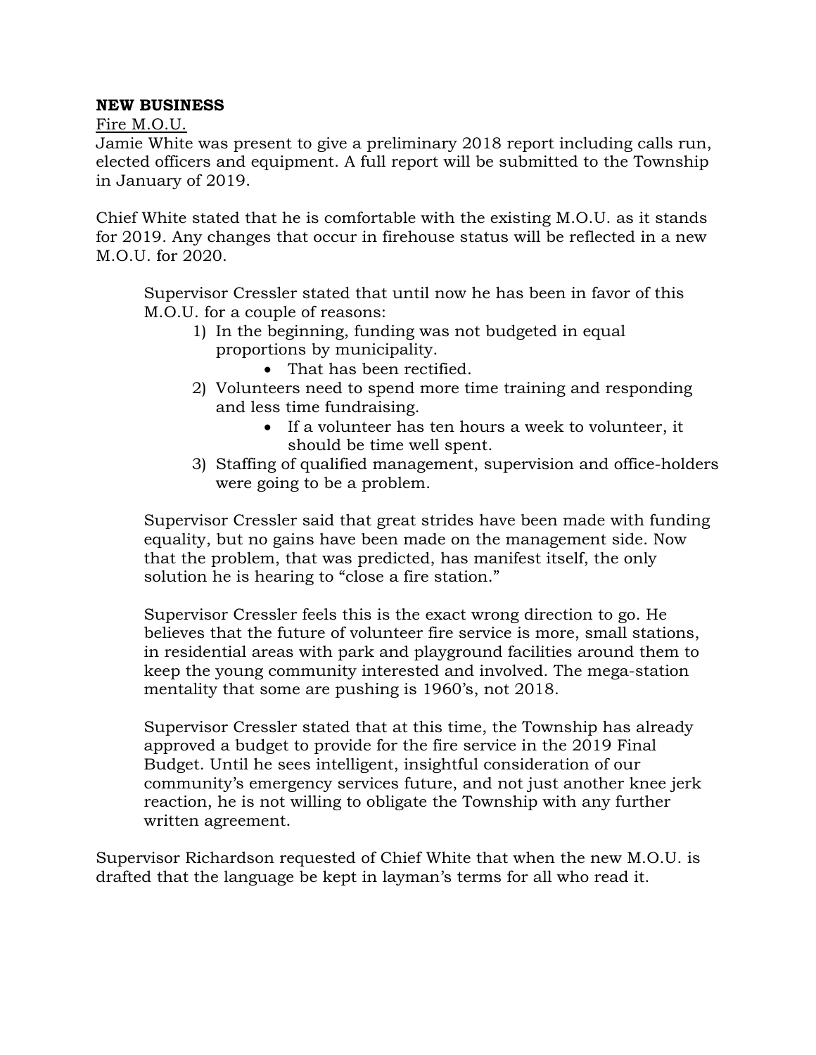**NEW BUSINESS**

Fire M.O.U.

Jamie White was present to give a preliminary 2018 report including calls run, elected officers and equipment. A full report will be submitted to the Township in January of 2019.

Chief White stated that he is comfortable with the existing M.O.U. as it stands for 2019. Any changes that occur in firehouse status will be reflected in a new M.O.U. for 2020.

> Supervisor Cressler stated that until now he has been in favor of this M.O.U. for a couple of reasons:
>
> 1) In the beginning, funding was not budgeted in equal proportions by municipality.
>     - That has been rectified.
> 2) Volunteers need to spend more time training and responding and less time fundraising.
>     - If a volunteer has ten hours a week to volunteer, it should be time well spent.
> 3) Staffing of qualified management, supervision and office-holders were going to be a problem.
>
> Supervisor Cressler said that great strides have been made with funding equality, but no gains have been made on the management side. Now that the problem, that was predicted, has manifest itself, the only solution he is hearing to "close a fire station."
>
> Supervisor Cressler feels this is the exact wrong direction to go. He believes that the future of volunteer fire service is more, small stations, in residential areas with park and playground facilities around them to keep the young community interested and involved. The mega-station mentality that some are pushing is 1960's, not 2018.
>
> Supervisor Cressler stated that at this time, the Township has already approved a budget to provide for the fire service in the 2019 Final Budget. Until he sees intelligent, insightful consideration of our community's emergency services future, and not just another knee jerk reaction, he is not willing to obligate the Township with any further written agreement.

Supervisor Richardson requested of Chief White that when the new M.O.U. is drafted that the language be kept in layman's terms for all who read it.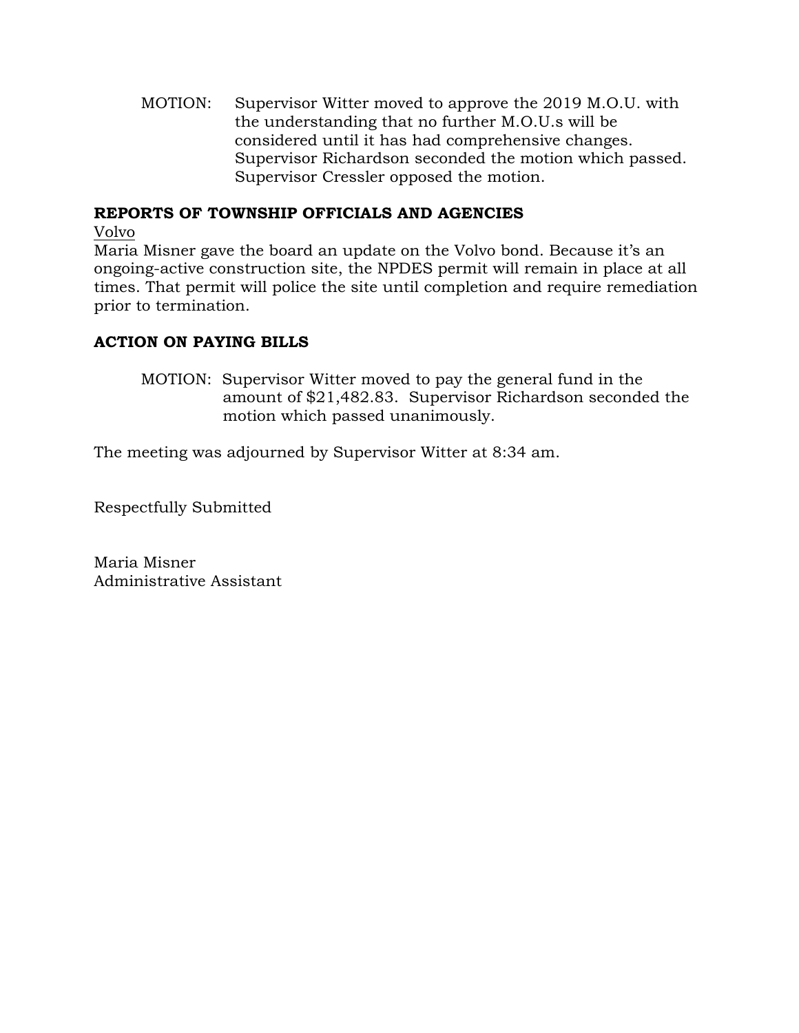MOTION: Supervisor Witter moved to approve the 2019 M.O.U. with the understanding that no further M.O.U.s will be considered until it has had comprehensive changes. Supervisor Richardson seconded the motion which passed. Supervisor Cressler opposed the motion.

**REPORTS OF TOWNSHIP OFFICIALS AND AGENCIES**

Volvo

Maria Misner gave the board an update on the Volvo bond. Because it's an ongoing-active construction site, the NPDES permit will remain in place at all times. That permit will police the site until completion and require remediation prior to termination.

**ACTION ON PAYING BILLS**

MOTION: Supervisor Witter moved to pay the general fund in the amount of $21,482.83. Supervisor Richardson seconded the motion which passed unanimously.

The meeting was adjourned by Supervisor Witter at 8:34 am.

Respectfully Submitted

Maria Misner
Administrative Assistant